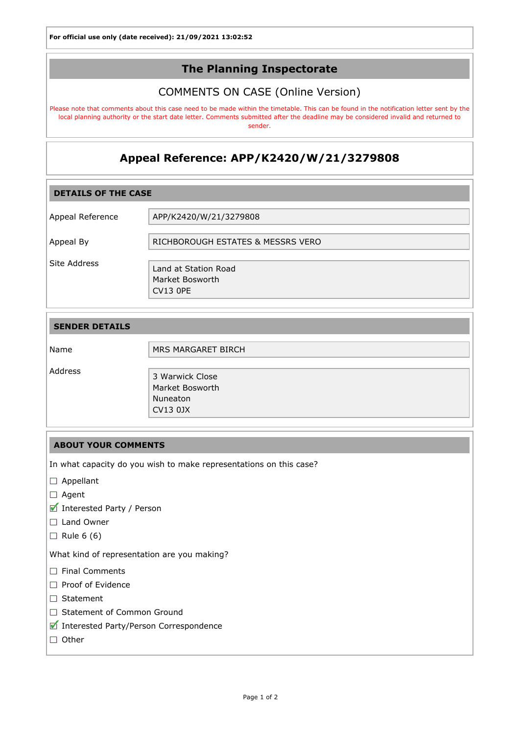**For official use only (date received): 21/09/2021 13:02:52**

# The Planning Inspectorate

## COMMENTS ON CASE (Online Version)

Please note that comments about this case need to be made within the timetable. This can be found in the notification letter sent by the local planning authority or the start date letter. Comments submitted after the deadline may be considered invalid and returned to sender.

## Appeal Reference: APP/K2420/W/21/3279808

### DETAILS OF THE CASE

| | |
|---|---|
| Appeal Reference | APP/K2420/W/21/3279808 |
| Appeal By | RICHBOROUGH ESTATES & MESSRS VERO |
| Site Address | Land at Station Road<br>Market Bosworth<br>CV13 0PE |

### SENDER DETAILS

| | |
|---|---|
| Name | MRS MARGARET BIRCH |
| Address | 3 Warwick Close<br>Market Bosworth<br>Nuneaton<br>CV13 0JX |

### ABOUT YOUR COMMENTS

In what capacity do you wish to make representations on this case?

- ☐ Appellant
- ☐ Agent
- ☑ Interested Party / Person
- ☐ Land Owner
- ☐ Rule 6 (6)

What kind of representation are you making?

- ☐ Final Comments
- ☐ Proof of Evidence
- ☐ Statement
- ☐ Statement of Common Ground
- ☑ Interested Party/Person Correspondence
- ☐ Other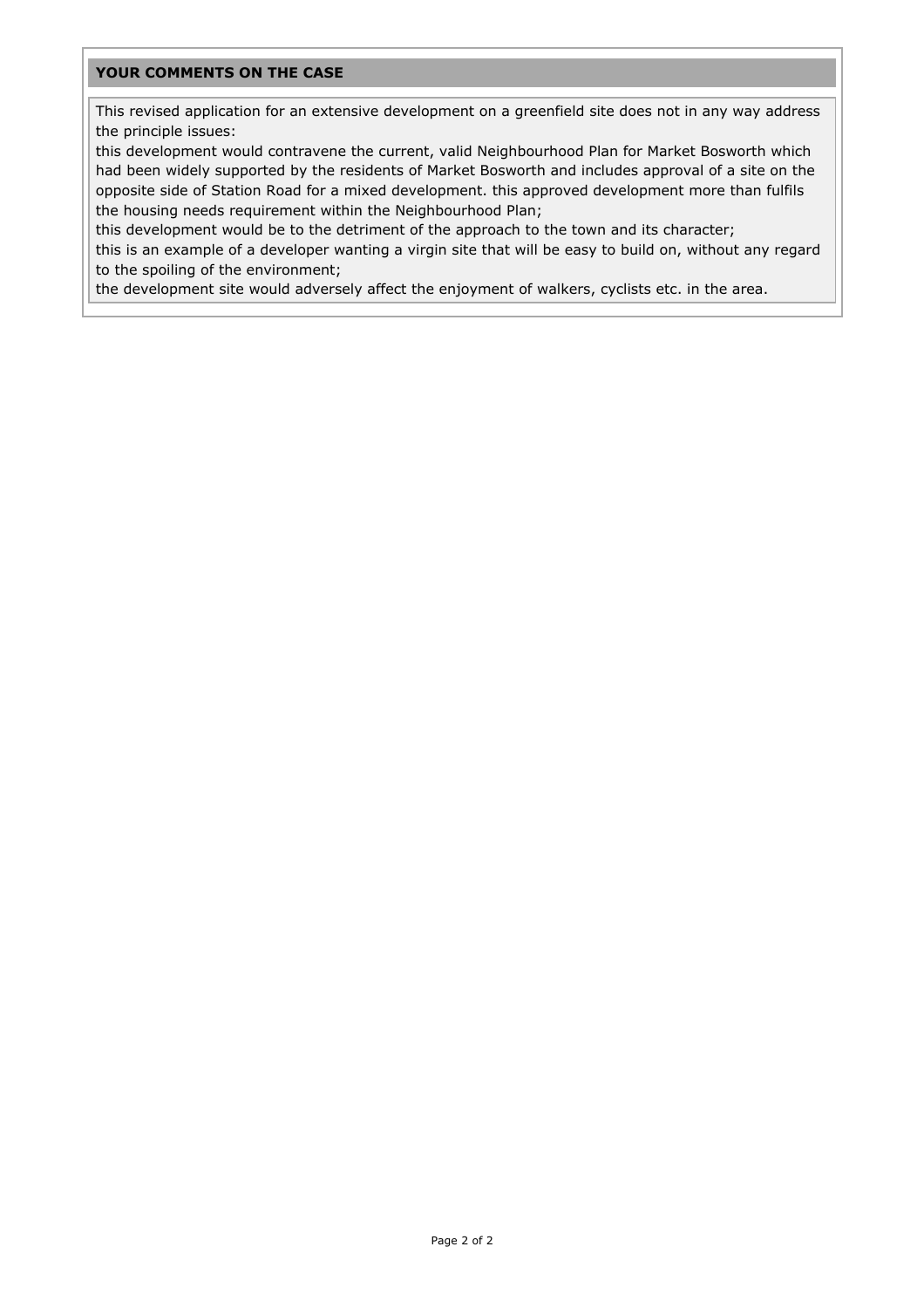## YOUR COMMENTS ON THE CASE

This revised application for an extensive development on a greenfield site does not in any way address the principle issues:

this development would contravene the current, valid Neighbourhood Plan for Market Bosworth which had been widely supported by the residents of Market Bosworth and includes approval of a site on the opposite side of Station Road for a mixed development. this approved development more than fulfils the housing needs requirement within the Neighbourhood Plan;

this development would be to the detriment of the approach to the town and its character;

this is an example of a developer wanting a virgin site that will be easy to build on, without any regard to the spoiling of the environment;

the development site would adversely affect the enjoyment of walkers, cyclists etc. in the area.